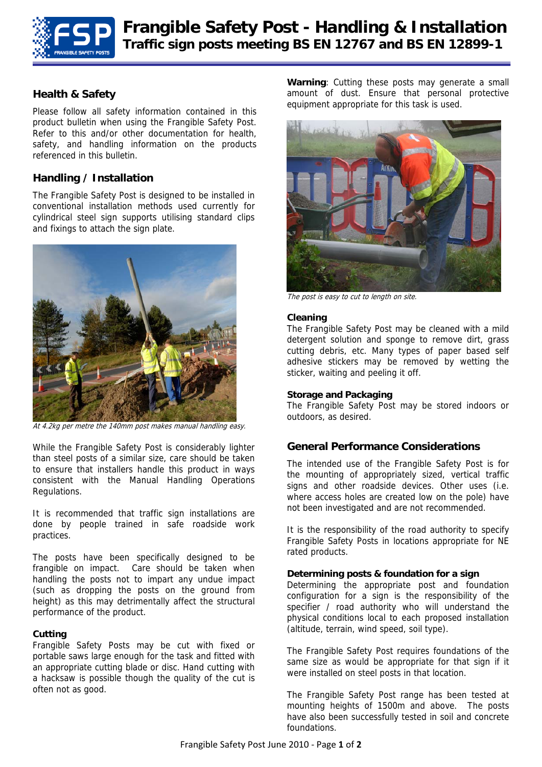# Frangible Safety Post - Handling & Installation

**Traffic sign posts meeting BS EN 12767 and BS EN 12899-1**

## Health & Safety

Please follow all safety information contained in this product bulletin when using the Frangible Safety Post. Refer to this and/or other documentation for health, safety, and handling information on the products referenced in this bulletin.

## Handling / Installation

The Frangible Safety Post is designed to be installed in conventional installation methods used currently for cylindrical steel sign supports utilising standard clips and fixings to attach the sign plate.

*At 4.2kg per metre the 140mm post makes manual handling easy.*

While the Frangible Safety Post is considerably lighter than steel posts of a similar size, care should be taken to ensure that installers handle this product in ways consistent with the Manual Handling Operations Regulations.

It is recommended that traffic sign installations are done by people trained in safe roadside work practices.

The posts have been specifically designed to be frangible on impact. Care should be taken when handling the posts not to impart any undue impact (such as dropping the posts on the ground from height) as this may detrimentally affect the structural performance of the product.

### Cutting

Frangible Safety Posts may be cut with fixed or portable saws large enough for the task and fitted with an appropriate cutting blade or disc. Hand cutting with a hacksaw is possible though the quality of the cut is often not as good.

**Warning**: Cutting these posts may generate a small amount of dust. Ensure that personal protective equipment appropriate for this task is used.

*The post is easy to cut to length on site.*

### Cleaning

The Frangible Safety Post may be cleaned with a mild detergent solution and sponge to remove dirt, grass cutting debris, etc. Many types of paper based self adhesive stickers may be removed by wetting the sticker, waiting and peeling it off.

### Storage and Packaging

The Frangible Safety Post may be stored indoors or outdoors, as desired.

## General Performance Considerations

The intended use of the Frangible Safety Post is for the mounting of appropriately sized, vertical traffic signs and other roadside devices. Other uses (i.e. where access holes are created low on the pole) have not been investigated and are not recommended.

It is the responsibility of the road authority to specify Frangible Safety Posts in locations appropriate for NE rated products.

### Determining posts & foundation for a sign

Determining the appropriate post and foundation configuration for a sign is the responsibility of the specifier / road authority who will understand the physical conditions local to each proposed installation (altitude, terrain, wind speed, soil type).

The Frangible Safety Post requires foundations of the same size as would be appropriate for that sign if it were installed on steel posts in that location.

The Frangible Safety Post range has been tested at mounting heights of 1500m and above. The posts have also been successfully tested in soil and concrete foundations.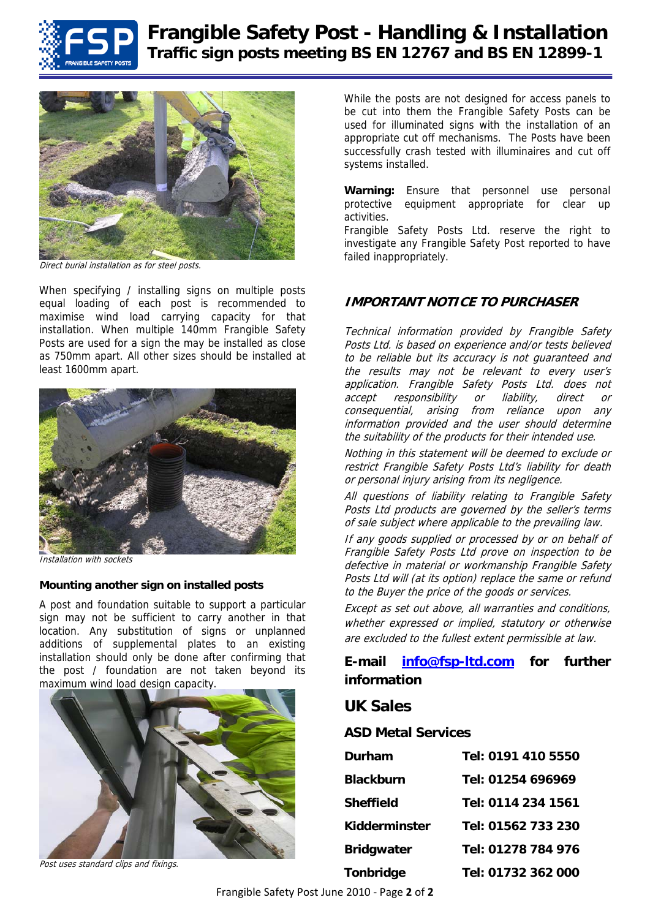# Frangible Safety Post - Handling & Installation

## Traffic sign posts meeting BS EN 12767 and BS EN 12899-1

*Direct burial installation as for steel posts.*

When specifying / installing signs on multiple posts equal loading of each post is recommended to maximise wind load carrying capacity for that installation. When multiple 140mm Frangible Safety Posts are used for a sign the may be installed as close as 750mm apart. All other sizes should be installed at least 1600mm apart.

*Installation with sockets*

### Mounting another sign on installed posts

A post and foundation suitable to support a particular sign may not be sufficient to carry another in that location. Any substitution of signs or unplanned additions of supplemental plates to an existing installation should only be done after confirming that the post / foundation are not taken beyond its maximum wind load design capacity.

*Post uses standard clips and fixings.*

While the posts are not designed for access panels to be cut into them the Frangible Safety Posts can be used for illuminated signs with the installation of an appropriate cut off mechanisms. The Posts have been successfully crash tested with illuminaires and cut off systems installed.

**Warning:** Ensure that personnel use personal protective equipment appropriate for clear up activities.

Frangible Safety Posts Ltd. reserve the right to investigate any Frangible Safety Post reported to have failed inappropriately.

### *IMPORTANT NOTICE TO PURCHASER*

*Technical information provided by Frangible Safety Posts Ltd. is based on experience and/or tests believed to be reliable but its accuracy is not guaranteed and the results may not be relevant to every user's application. Frangible Safety Posts Ltd. does not accept responsibility or liability, direct or consequential, arising from reliance upon any information provided and the user should determine the suitability of the products for their intended use.*

*Nothing in this statement will be deemed to exclude or restrict Frangible Safety Posts Ltd's liability for death or personal injury arising from its negligence.*

*All questions of liability relating to Frangible Safety Posts Ltd products are governed by the seller's terms of sale subject where applicable to the prevailing law.*

*If any goods supplied or processed by or on behalf of Frangible Safety Posts Ltd prove on inspection to be defective in material or workmanship Frangible Safety Posts Ltd will (at its option) replace the same or refund to the Buyer the price of the goods or services.*

*Except as set out above, all warranties and conditions, whether expressed or implied, statutory or otherwise are excluded to the fullest extent permissible at law.*

**E-mail [info@fsp-ltd.com](mailto:info@fsp-ltd.com) for further information**

## UK Sales

### ASD Metal Services

| | |
|---|---|
| **Durham** | **Tel: 0191 410 5550** |
| **Blackburn** | **Tel: 01254 696969** |
| **Sheffield** | **Tel: 0114 234 1561** |
| **Kidderminster** | **Tel: 01562 733 230** |
| **Bridgwater** | **Tel: 01278 784 976** |
| **Tonbridge** | **Tel: 01732 362 000** |